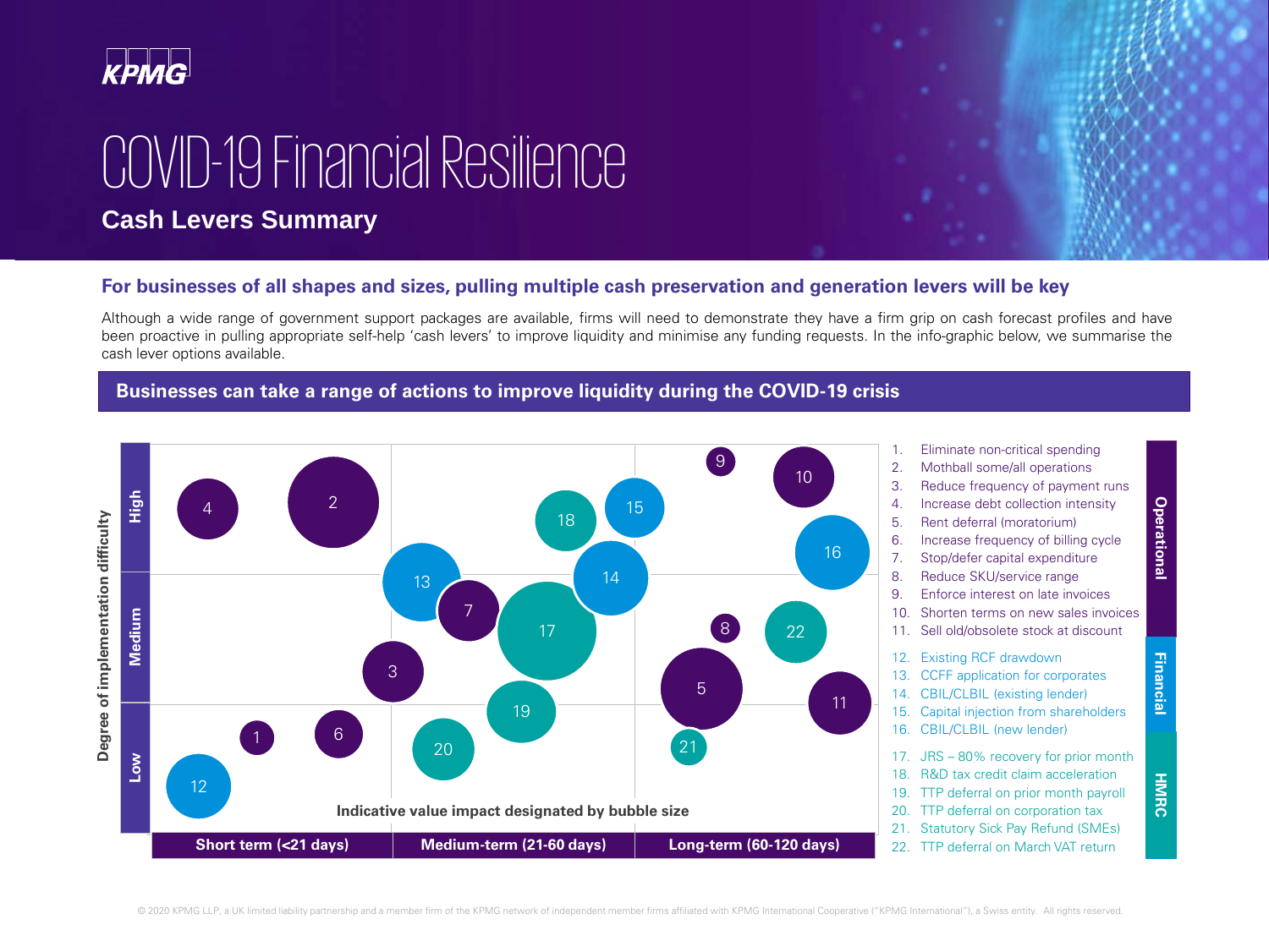KPMG

# COVID-19 Financial Resilience

## Cash Levers Summary

### For businesses of all shapes and sizes, pulling multiple cash preservation and generation levers will be key

Although a wide range of government support packages are available, firms will need to demonstrate they have a firm grip on cash forecast profiles and have been proactive in pulling appropriate self-help 'cash levers' to improve liquidity and minimise any funding requests. In the info-graphic below, we summarise the cash lever options available.

### Businesses can take a range of actions to improve liquidity during the COVID-19 crisis

Degree of implementation difficulty vs. time horizon (Indicative value impact designated by bubble size)

| Degree of implementation difficulty | Short term (<21 days) | Medium-term (21-60 days) | Long-term (60-120 days) |
|---|---|---|---|
| High | 4, 2 | 18, 15, 13, 14 | 9, 10, 16 |
| Medium | 3 | 7, 17 | 8, 22, 5, 11 |
| Low | 1, 6, 12 | 19, 20 | 21 |

**Operational**

1. Eliminate non-critical spending
2. Mothball some/all operations
3. Reduce frequency of payment runs
4. Increase debt collection intensity
5. Rent deferral (moratorium)
6. Increase frequency of billing cycle
7. Stop/defer capital expenditure
8. Reduce SKU/service range
9. Enforce interest on late invoices
10. Shorten terms on new sales invoices
11. Sell old/obsolete stock at discount

**Financial**

12. Existing RCF drawdown
13. CCFF application for corporates
14. CBIL/CLBIL (existing lender)
15. Capital injection from shareholders
16. CBIL/CLBIL (new lender)

**HMRC**

17. JRS – 80% recovery for prior month
18. R&D tax credit claim acceleration
19. TTP deferral on prior month payroll
20. TTP deferral on corporation tax
21. Statutory Sick Pay Refund (SMEs)
22. TTP deferral on March VAT return

© 2020 KPMG LLP, a UK limited liability partnership and a member firm of the KPMG network of independent member firms affiliated with KPMG International Cooperative ("KPMG International"), a Swiss entity. All rights reserved.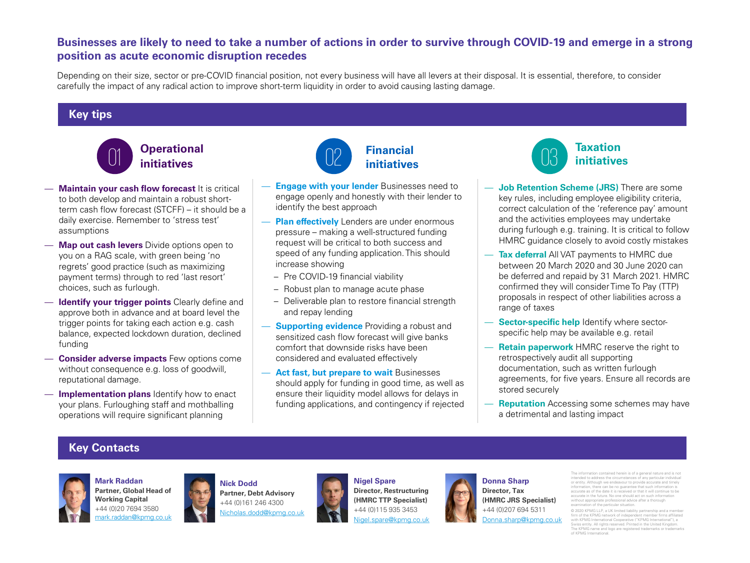## Businesses are likely to need to take a number of actions in order to survive through COVID-19 and emerge in a strong position as acute economic disruption recedes

Depending on their size, sector or pre-COVID financial position, not every business will have all levers at their disposal. It is essential, therefore, to consider carefully the impact of any radical action to improve short-term liquidity in order to avoid causing lasting damage.

## Key tips

### 01 Operational initiatives

- **Maintain your cash flow forecast** It is critical to both develop and maintain a robust short-term cash flow forecast (STCFF) – it should be a daily exercise. Remember to 'stress test' assumptions
- **Map out cash levers** Divide options open to you on a RAG scale, with green being 'no regrets' good practice (such as maximizing payment terms) through to red 'last resort' choices, such as furlough.
- **Identify your trigger points** Clearly define and approve both in advance and at board level the trigger points for taking each action e.g. cash balance, expected lockdown duration, declined funding
- **Consider adverse impacts** Few options come without consequence e.g. loss of goodwill, reputational damage.
- **Implementation plans** Identify how to enact your plans. Furloughing staff and mothballing operations will require significant planning

### 02 Financial initiatives

- **Engage with your lender** Businesses need to engage openly and honestly with their lender to identify the best approach
- **Plan effectively** Lenders are under enormous pressure – making a well-structured funding request will be critical to both success and speed of any funding application. This should increase showing
  - Pre COVID-19 financial viability
  - Robust plan to manage acute phase
  - Deliverable plan to restore financial strength and repay lending
- **Supporting evidence** Providing a robust and sensitized cash flow forecast will give banks comfort that downside risks have been considered and evaluated effectively
- **Act fast, but prepare to wait** Businesses should apply for funding in good time, as well as ensure their liquidity model allows for delays in funding applications, and contingency if rejected

### 03 Taxation initiatives

- **Job Retention Scheme (JRS)** There are some key rules, including employee eligibility criteria, correct calculation of the 'reference pay' amount and the activities employees may undertake during furlough e.g. training. It is critical to follow HMRC guidance closely to avoid costly mistakes
- **Tax deferral** All VAT payments to HMRC due between 20 March 2020 and 30 June 2020 can be deferred and repaid by 31 March 2021. HMRC confirmed they will consider Time To Pay (TTP) proposals in respect of other liabilities across a range of taxes
- **Sector-specific help** Identify where sector-specific help may be available e.g. retail
- **Retain paperwork** HMRC reserve the right to retrospectively audit all supporting documentation, such as written furlough agreements, for five years. Ensure all records are stored securely
- **Reputation** Accessing some schemes may have a detrimental and lasting impact

## Key Contacts

**Mark Raddan**
**Partner, Global Head of Working Capital**
+44 (0)20 7694 3580
mark.raddan@kpmg.co.uk

**Nick Dodd**
**Partner, Debt Advisory**
+44 (0)161 246 4300
Nicholas.dodd@kpmg.co.uk

**Nigel Spare**
**Director, Restructuring (HMRC TTP Specialist)**
+44 (0)115 935 3453
Nigel.spare@kpmg.co.uk

**Donna Sharp**
**Director, Tax (HMRC JRS Specialist)**
+44 (0)207 694 5311
Donna.sharp@kpmg.co.uk

The information contained herein is of a general nature and is not intended to address the circumstances of any particular individual or entity. Although we endeavour to provide accurate and timely information, there can be no guarantee that such information is accurate as of the date it is received or that it will continue to be accurate in the future. No one should act on such information without appropriate professional advice after a thorough examination of the particular situation.

© 2020 KPMG LLP, a UK limited liability partnership and a member firm of the KPMG network of independent member firms affiliated with KPMG International Cooperative ("KPMG International"), a Swiss entity. All rights reserved. Printed in the United Kingdom. The KPMG name and logo are registered trademarks or trademarks of KPMG International.